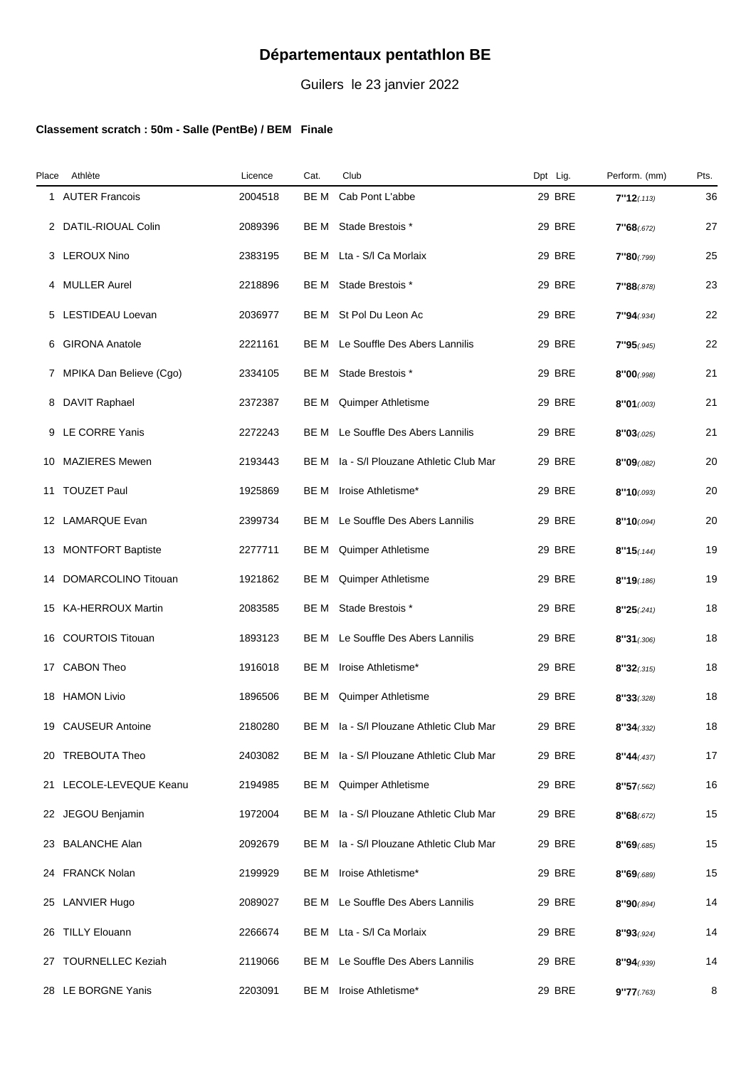# Départementaux pentathlon BE

Guilers le 23 janvier 2022

**Classement scratch : 50m - Salle (PentBe) / BEM Finale**

| Place | Athlète | Licence | Cat. | Club | Dpt Lig. | Perform. (mm) | Pts. |
|---|---|---|---|---|---|---|---|
| 1 | AUTER Francois | 2004518 | BE M | Cab Pont L'abbe | 29 BRE | **7''12**(.113) | 36 |
| 2 | DATIL-RIOUAL Colin | 2089396 | BE M | Stade Brestois * | 29 BRE | **7''68**(.672) | 27 |
| 3 | LEROUX Nino | 2383195 | BE M | Lta - S/l Ca Morlaix | 29 BRE | **7''80**(.799) | 25 |
| 4 | MULLER Aurel | 2218896 | BE M | Stade Brestois * | 29 BRE | **7''88**(.878) | 23 |
| 5 | LESTIDEAU Loevan | 2036977 | BE M | St Pol Du Leon Ac | 29 BRE | **7''94**(.934) | 22 |
| 6 | GIRONA Anatole | 2221161 | BE M | Le Souffle Des Abers Lannilis | 29 BRE | **7''95**(.945) | 22 |
| 7 | MPIKA Dan Believe (Cgo) | 2334105 | BE M | Stade Brestois * | 29 BRE | **8''00**(.998) | 21 |
| 8 | DAVIT Raphael | 2372387 | BE M | Quimper Athletisme | 29 BRE | **8''01**(.003) | 21 |
| 9 | LE CORRE Yanis | 2272243 | BE M | Le Souffle Des Abers Lannilis | 29 BRE | **8''03**(.025) | 21 |
| 10 | MAZIERES Mewen | 2193443 | BE M | Ia - S/l Plouzane Athletic Club Mar | 29 BRE | **8''09**(.082) | 20 |
| 11 | TOUZET Paul | 1925869 | BE M | Iroise Athletisme* | 29 BRE | **8''10**(.093) | 20 |
| 12 | LAMARQUE Evan | 2399734 | BE M | Le Souffle Des Abers Lannilis | 29 BRE | **8''10**(.094) | 20 |
| 13 | MONTFORT Baptiste | 2277711 | BE M | Quimper Athletisme | 29 BRE | **8''15**(.144) | 19 |
| 14 | DOMARCOLINO Titouan | 1921862 | BE M | Quimper Athletisme | 29 BRE | **8''19**(.186) | 19 |
| 15 | KA-HERROUX Martin | 2083585 | BE M | Stade Brestois * | 29 BRE | **8''25**(.241) | 18 |
| 16 | COURTOIS Titouan | 1893123 | BE M | Le Souffle Des Abers Lannilis | 29 BRE | **8''31**(.306) | 18 |
| 17 | CABON Theo | 1916018 | BE M | Iroise Athletisme* | 29 BRE | **8''32**(.315) | 18 |
| 18 | HAMON Livio | 1896506 | BE M | Quimper Athletisme | 29 BRE | **8''33**(.328) | 18 |
| 19 | CAUSEUR Antoine | 2180280 | BE M | Ia - S/l Plouzane Athletic Club Mar | 29 BRE | **8''34**(.332) | 18 |
| 20 | TREBOUTA Theo | 2403082 | BE M | Ia - S/l Plouzane Athletic Club Mar | 29 BRE | **8''44**(.437) | 17 |
| 21 | LECOLE-LEVEQUE Keanu | 2194985 | BE M | Quimper Athletisme | 29 BRE | **8''57**(.562) | 16 |
| 22 | JEGOU Benjamin | 1972004 | BE M | Ia - S/l Plouzane Athletic Club Mar | 29 BRE | **8''68**(.672) | 15 |
| 23 | BALANCHE Alan | 2092679 | BE M | Ia - S/l Plouzane Athletic Club Mar | 29 BRE | **8''69**(.685) | 15 |
| 24 | FRANCK Nolan | 2199929 | BE M | Iroise Athletisme* | 29 BRE | **8''69**(.689) | 15 |
| 25 | LANVIER Hugo | 2089027 | BE M | Le Souffle Des Abers Lannilis | 29 BRE | **8''90**(.894) | 14 |
| 26 | TILLY Elouann | 2266674 | BE M | Lta - S/l Ca Morlaix | 29 BRE | **8''93**(.924) | 14 |
| 27 | TOURNELLEC Keziah | 2119066 | BE M | Le Souffle Des Abers Lannilis | 29 BRE | **8''94**(.939) | 14 |
| 28 | LE BORGNE Yanis | 2203091 | BE M | Iroise Athletisme* | 29 BRE | **9''77**(.763) | 8 |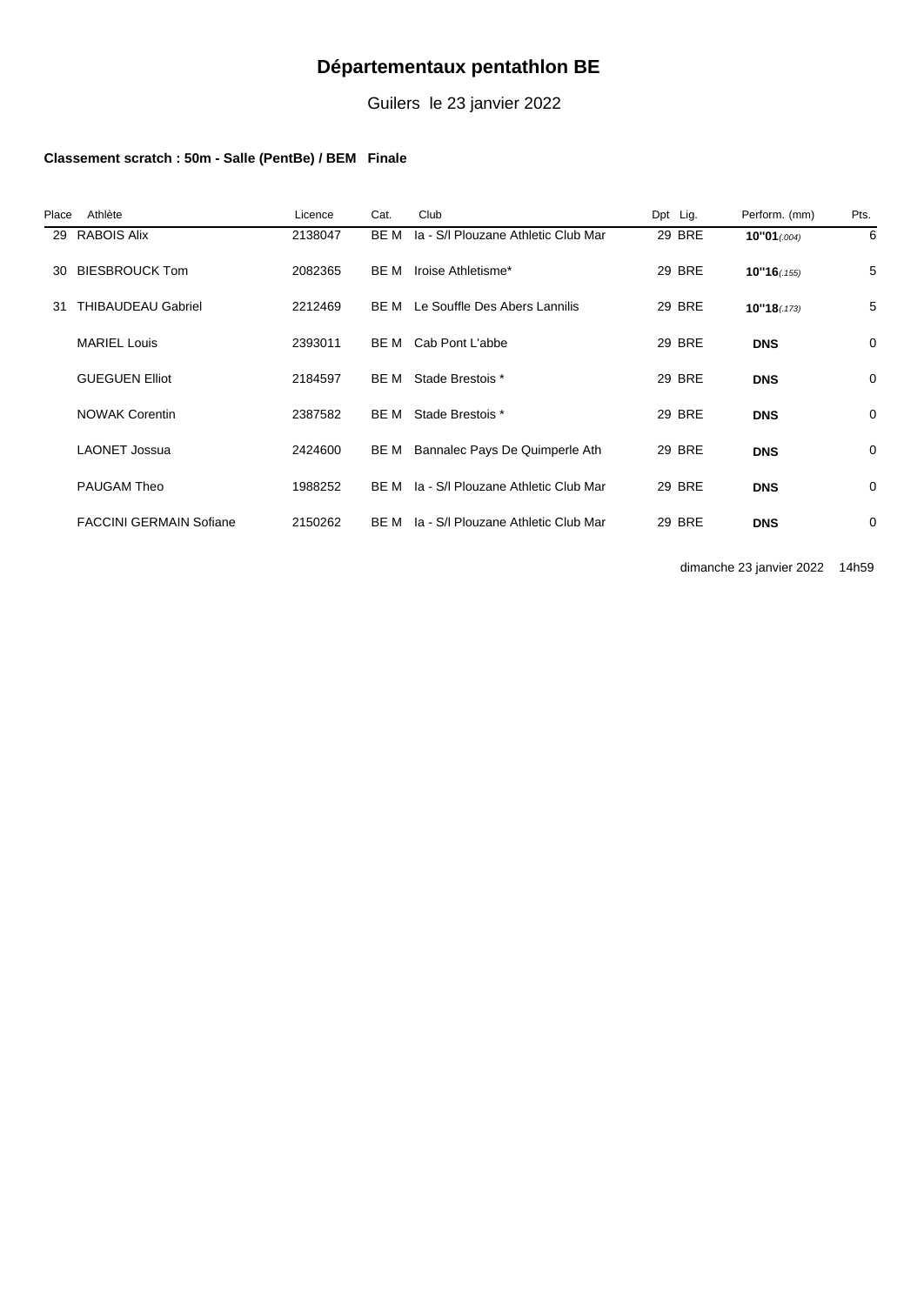# Départementaux pentathlon BE

Guilers le 23 janvier 2022

### Classement scratch : 50m - Salle (PentBe) / BEM Finale

| Place | Athlète | Licence | Cat. | Club | Dpt Lig. | Perform. (mm) | Pts. |
|---|---|---|---|---|---|---|---|
| 29 | RABOIS Alix | 2138047 | BE M | Ia - S/l Plouzane Athletic Club Mar | 29 BRE | **10''01**(.004) | 6 |
| 30 | BIESBROUCK Tom | 2082365 | BE M | Iroise Athletisme* | 29 BRE | **10''16**(.155) | 5 |
| 31 | THIBAUDEAU Gabriel | 2212469 | BE M | Le Souffle Des Abers Lannilis | 29 BRE | **10''18**(.173) | 5 |
| | MARIEL Louis | 2393011 | BE M | Cab Pont L'abbe | 29 BRE | **DNS** | 0 |
| | GUEGUEN Elliot | 2184597 | BE M | Stade Brestois * | 29 BRE | **DNS** | 0 |
| | NOWAK Corentin | 2387582 | BE M | Stade Brestois * | 29 BRE | **DNS** | 0 |
| | LAONET Jossua | 2424600 | BE M | Bannalec Pays De Quimperle Ath | 29 BRE | **DNS** | 0 |
| | PAUGAM Theo | 1988252 | BE M | Ia - S/l Plouzane Athletic Club Mar | 29 BRE | **DNS** | 0 |
| | FACCINI GERMAIN Sofiane | 2150262 | BE M | Ia - S/l Plouzane Athletic Club Mar | 29 BRE | **DNS** | 0 |

dimanche 23 janvier 2022 14h59